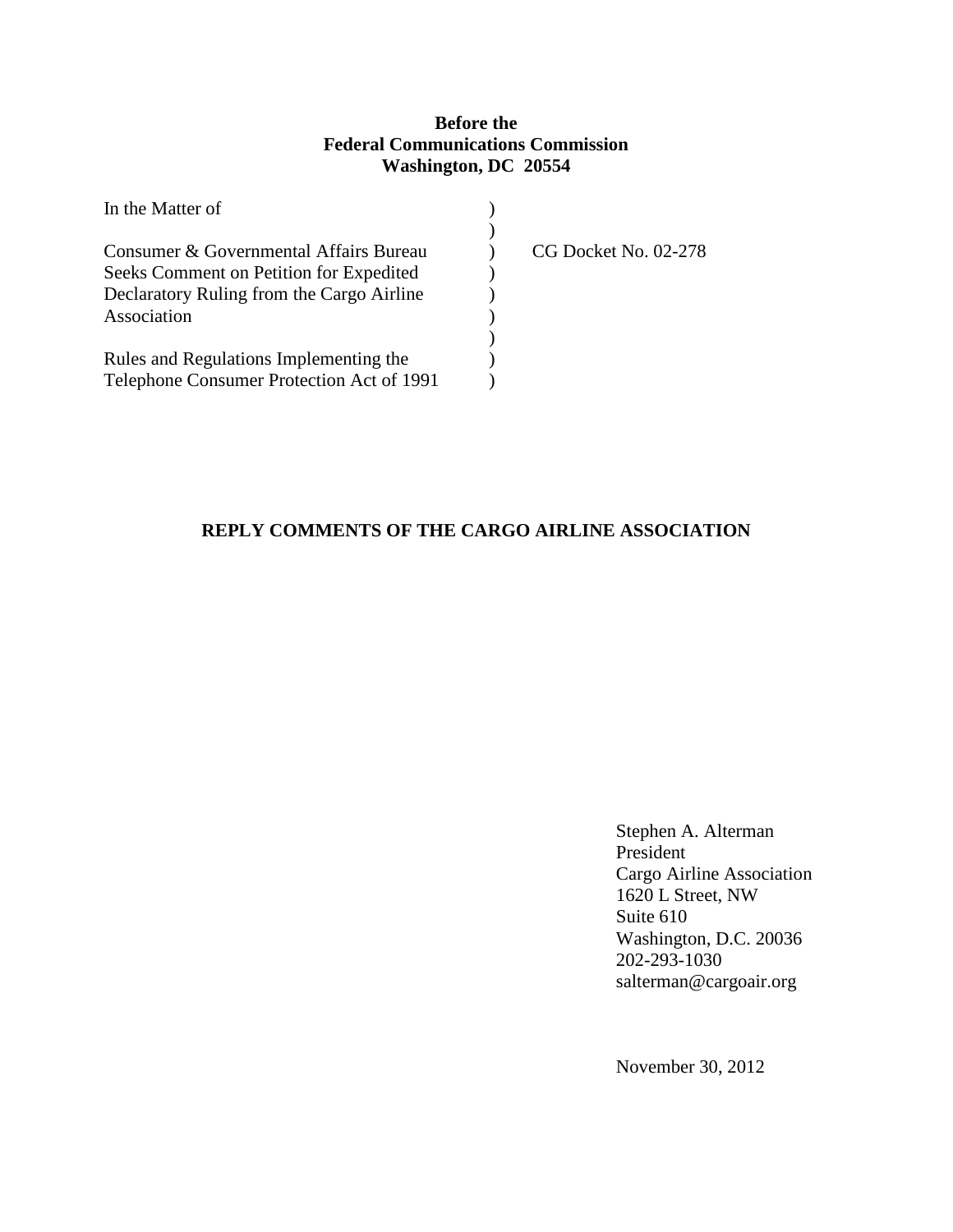**Before the**
**Federal Communications Commission**
**Washington, DC 20554**

| | | |
|---|---|---|
| In the Matter of | ) | |
| | ) | |
| Consumer & Governmental Affairs Bureau Seeks Comment on Petition for Expedited Declaratory Ruling from the Cargo Airline Association | ) | CG Docket No. 02-278 |
| | ) | |
| Rules and Regulations Implementing the Telephone Consumer Protection Act of 1991 | ) | |

**REPLY COMMENTS OF THE CARGO AIRLINE ASSOCIATION**

Stephen A. Alterman
President
Cargo Airline Association
1620 L Street, NW
Suite 610
Washington, D.C. 20036
202-293-1030
salterman@cargoair.org

November 30, 2012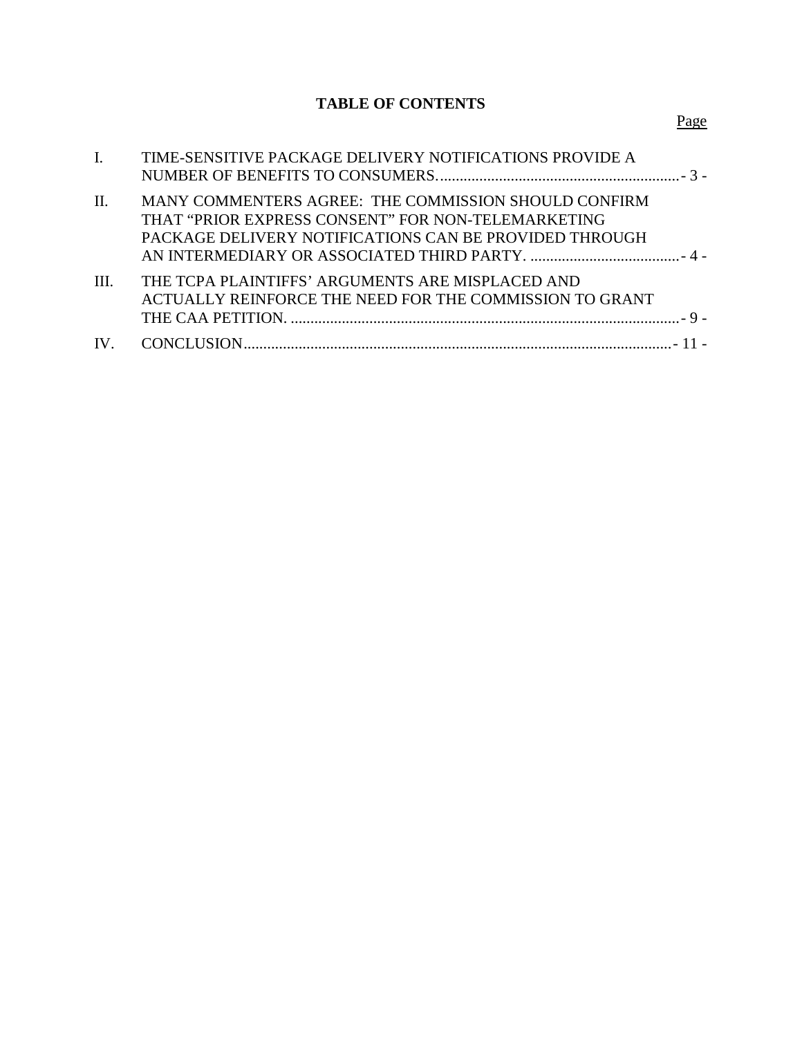**TABLE OF CONTENTS**

| | | Page |
|---|---|---|
| I. | TIME-SENSITIVE PACKAGE DELIVERY NOTIFICATIONS PROVIDE A NUMBER OF BENEFITS TO CONSUMERS. | - 3 - |
| II. | MANY COMMENTERS AGREE: THE COMMISSION SHOULD CONFIRM THAT "PRIOR EXPRESS CONSENT" FOR NON-TELEMARKETING PACKAGE DELIVERY NOTIFICATIONS CAN BE PROVIDED THROUGH AN INTERMEDIARY OR ASSOCIATED THIRD PARTY. | - 4 - |
| III. | THE TCPA PLAINTIFFS' ARGUMENTS ARE MISPLACED AND ACTUALLY REINFORCE THE NEED FOR THE COMMISSION TO GRANT THE CAA PETITION. | - 9 - |
| IV. | CONCLUSION | - 11 - |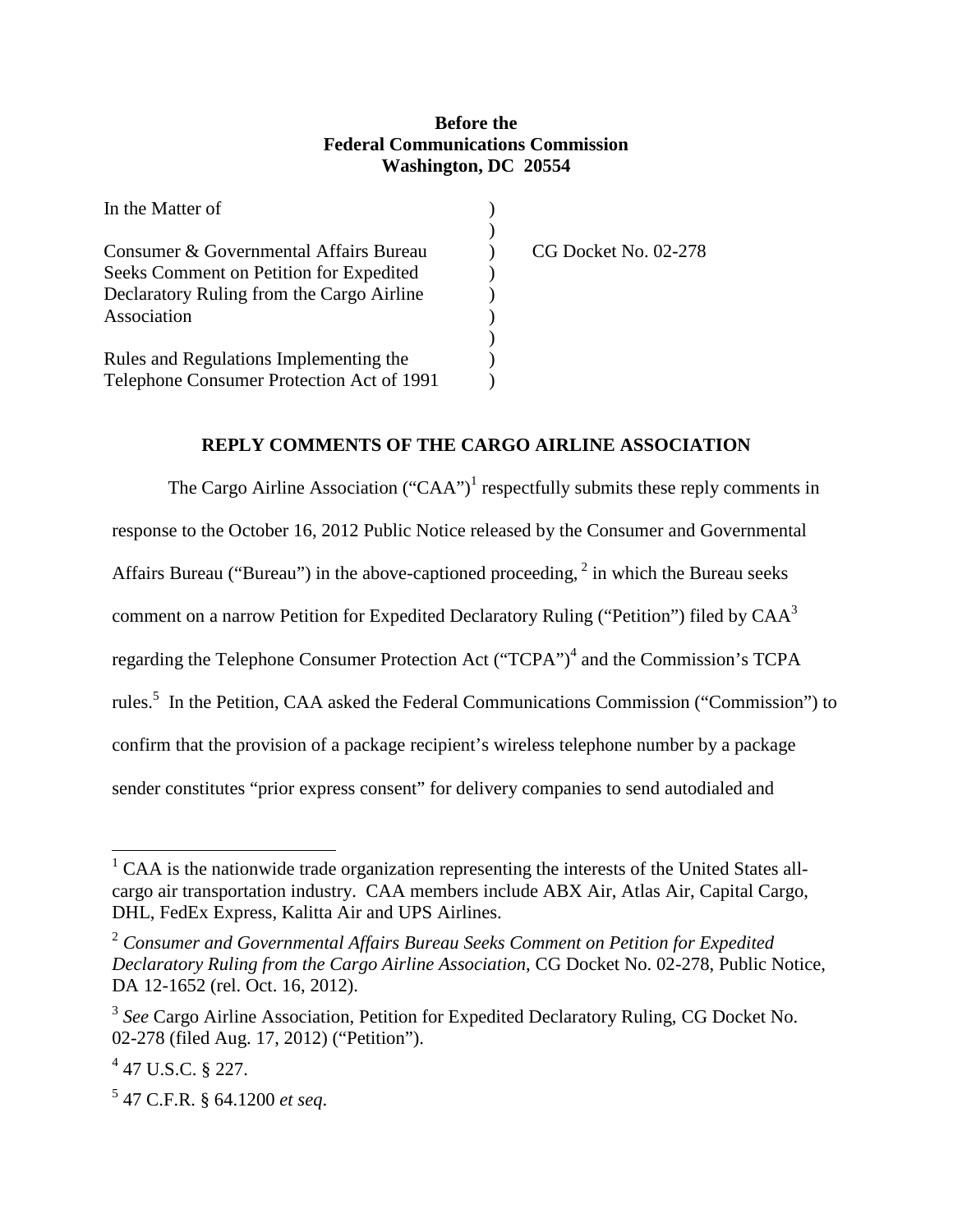**Before the**
**Federal Communications Commission**
**Washington, DC 20554**

| | | |
|---|---|---|
| In the Matter of | ) | |
| | ) | |
| Consumer & Governmental Affairs Bureau Seeks Comment on Petition for Expedited Declaratory Ruling from the Cargo Airline Association | ) | CG Docket No. 02-278 |
| | ) | |
| Rules and Regulations Implementing the Telephone Consumer Protection Act of 1991 | ) | |

**REPLY COMMENTS OF THE CARGO AIRLINE ASSOCIATION**

The Cargo Airline Association ("CAA")[1] respectfully submits these reply comments in response to the October 16, 2012 Public Notice released by the Consumer and Governmental Affairs Bureau ("Bureau") in the above-captioned proceeding,[2] in which the Bureau seeks comment on a narrow Petition for Expedited Declaratory Ruling ("Petition") filed by CAA[3] regarding the Telephone Consumer Protection Act ("TCPA")[4] and the Commission's TCPA rules.[5] In the Petition, CAA asked the Federal Communications Commission ("Commission") to confirm that the provision of a package recipient's wireless telephone number by a package sender constitutes "prior express consent" for delivery companies to send autodialed and

---

[1] CAA is the nationwide trade organization representing the interests of the United States all-cargo air transportation industry. CAA members include ABX Air, Atlas Air, Capital Cargo, DHL, FedEx Express, Kalitta Air and UPS Airlines.

[2] *Consumer and Governmental Affairs Bureau Seeks Comment on Petition for Expedited Declaratory Ruling from the Cargo Airline Association*, CG Docket No. 02-278, Public Notice, DA 12-1652 (rel. Oct. 16, 2012).

[3] *See* Cargo Airline Association, Petition for Expedited Declaratory Ruling, CG Docket No. 02-278 (filed Aug. 17, 2012) ("Petition").

[4] 47 U.S.C. § 227.

[5] 47 C.F.R. § 64.1200 *et seq*.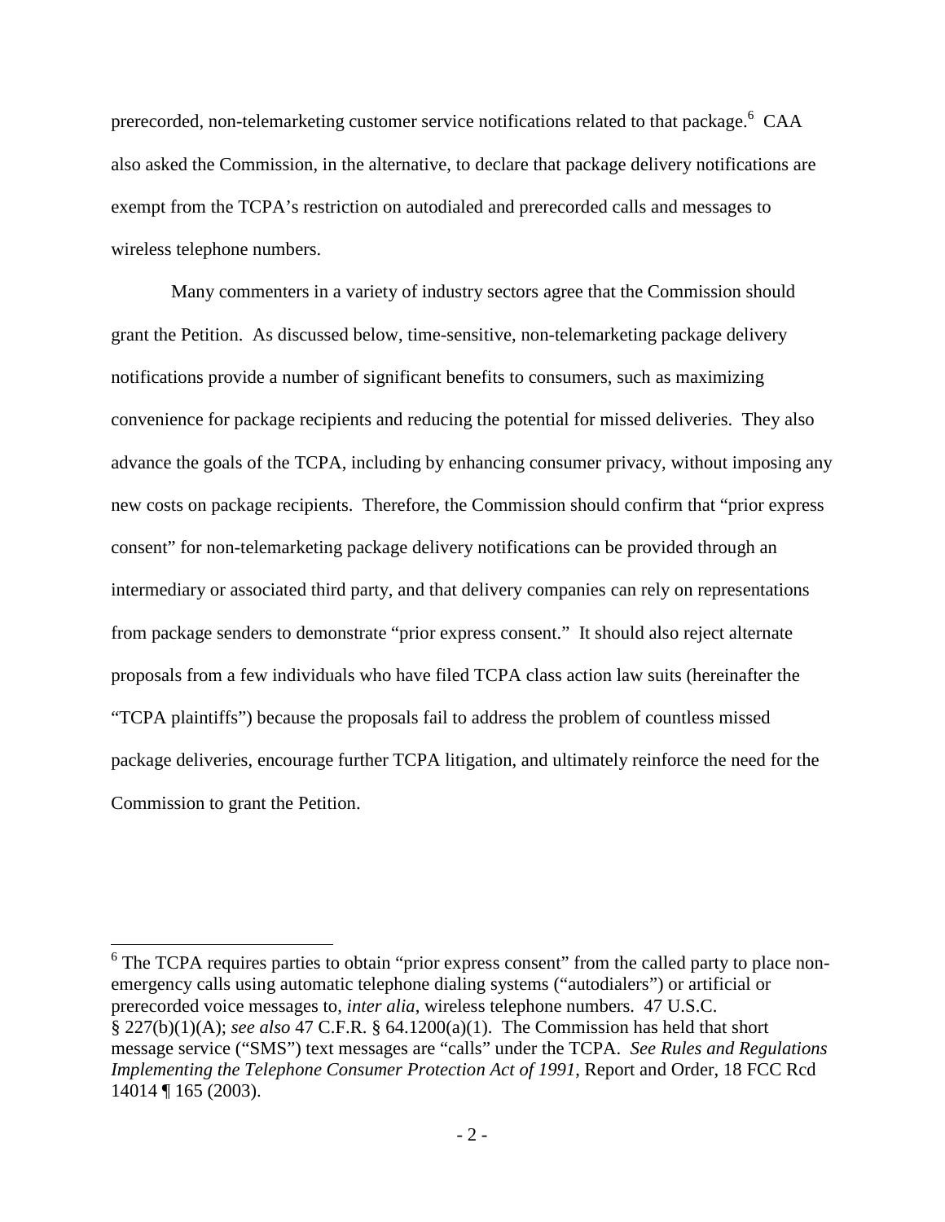prerecorded, non-telemarketing customer service notifications related to that package.[6] CAA also asked the Commission, in the alternative, to declare that package delivery notifications are exempt from the TCPA's restriction on autodialed and prerecorded calls and messages to wireless telephone numbers.

Many commenters in a variety of industry sectors agree that the Commission should grant the Petition. As discussed below, time-sensitive, non-telemarketing package delivery notifications provide a number of significant benefits to consumers, such as maximizing convenience for package recipients and reducing the potential for missed deliveries. They also advance the goals of the TCPA, including by enhancing consumer privacy, without imposing any new costs on package recipients. Therefore, the Commission should confirm that "prior express consent" for non-telemarketing package delivery notifications can be provided through an intermediary or associated third party, and that delivery companies can rely on representations from package senders to demonstrate "prior express consent." It should also reject alternate proposals from a few individuals who have filed TCPA class action law suits (hereinafter the "TCPA plaintiffs") because the proposals fail to address the problem of countless missed package deliveries, encourage further TCPA litigation, and ultimately reinforce the need for the Commission to grant the Petition.

---

[6] The TCPA requires parties to obtain "prior express consent" from the called party to place non-emergency calls using automatic telephone dialing systems ("autodialers") or artificial or prerecorded voice messages to, *inter alia*, wireless telephone numbers. 47 U.S.C. § 227(b)(1)(A); *see also* 47 C.F.R. § 64.1200(a)(1). The Commission has held that short message service ("SMS") text messages are "calls" under the TCPA. *See Rules and Regulations Implementing the Telephone Consumer Protection Act of 1991*, Report and Order, 18 FCC Rcd 14014 ¶ 165 (2003).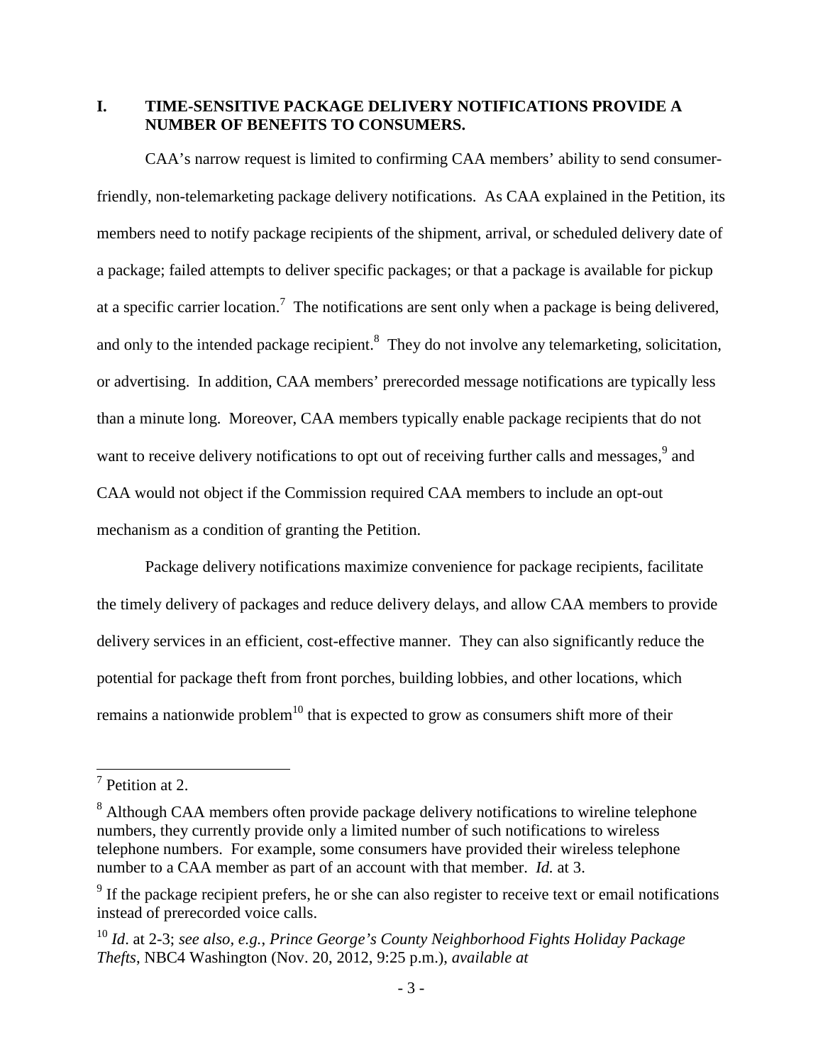## I. TIME-SENSITIVE PACKAGE DELIVERY NOTIFICATIONS PROVIDE A NUMBER OF BENEFITS TO CONSUMERS.

CAA's narrow request is limited to confirming CAA members' ability to send consumer-friendly, non-telemarketing package delivery notifications. As CAA explained in the Petition, its members need to notify package recipients of the shipment, arrival, or scheduled delivery date of a package; failed attempts to deliver specific packages; or that a package is available for pickup at a specific carrier location.[7] The notifications are sent only when a package is being delivered, and only to the intended package recipient.[8] They do not involve any telemarketing, solicitation, or advertising. In addition, CAA members' prerecorded message notifications are typically less than a minute long. Moreover, CAA members typically enable package recipients that do not want to receive delivery notifications to opt out of receiving further calls and messages,[9] and CAA would not object if the Commission required CAA members to include an opt-out mechanism as a condition of granting the Petition.

Package delivery notifications maximize convenience for package recipients, facilitate the timely delivery of packages and reduce delivery delays, and allow CAA members to provide delivery services in an efficient, cost-effective manner. They can also significantly reduce the potential for package theft from front porches, building lobbies, and other locations, which remains a nationwide problem[10] that is expected to grow as consumers shift more of their

---

[7] Petition at 2.

[8] Although CAA members often provide package delivery notifications to wireline telephone numbers, they currently provide only a limited number of such notifications to wireless telephone numbers. For example, some consumers have provided their wireless telephone number to a CAA member as part of an account with that member. *Id.* at 3.

[9] If the package recipient prefers, he or she can also register to receive text or email notifications instead of prerecorded voice calls.

[10] *Id*. at 2-3; *see also, e.g.*, *Prince George's County Neighborhood Fights Holiday Package Thefts*, NBC4 Washington (Nov. 20, 2012, 9:25 p.m.), *available at*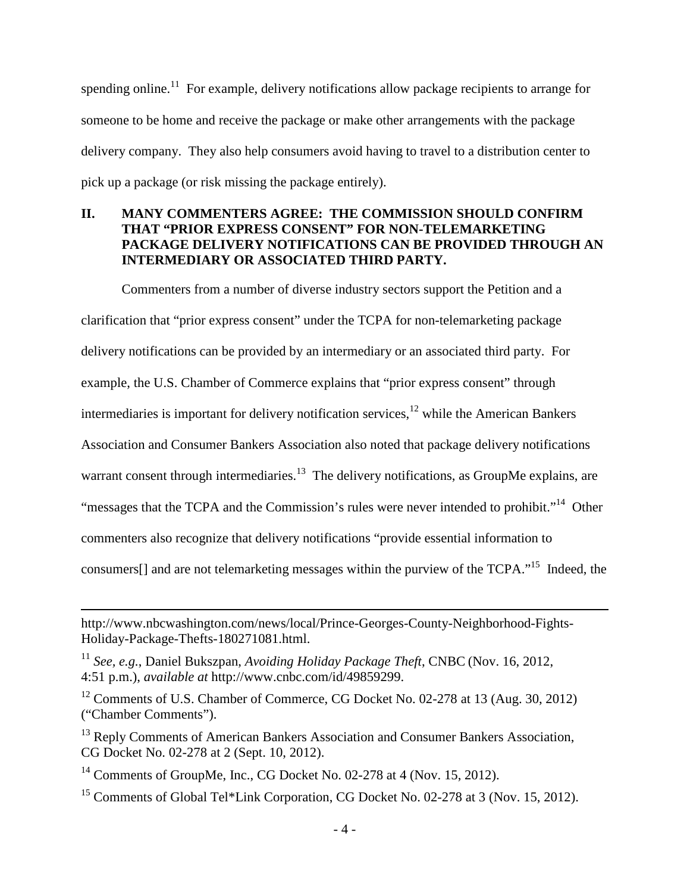spending online.[11] For example, delivery notifications allow package recipients to arrange for someone to be home and receive the package or make other arrangements with the package delivery company. They also help consumers avoid having to travel to a distribution center to pick up a package (or risk missing the package entirely).

## II. MANY COMMENTERS AGREE: THE COMMISSION SHOULD CONFIRM THAT "PRIOR EXPRESS CONSENT" FOR NON-TELEMARKETING PACKAGE DELIVERY NOTIFICATIONS CAN BE PROVIDED THROUGH AN INTERMEDIARY OR ASSOCIATED THIRD PARTY.

Commenters from a number of diverse industry sectors support the Petition and a clarification that "prior express consent" under the TCPA for non-telemarketing package delivery notifications can be provided by an intermediary or an associated third party. For example, the U.S. Chamber of Commerce explains that "prior express consent" through intermediaries is important for delivery notification services,[12] while the American Bankers Association and Consumer Bankers Association also noted that package delivery notifications warrant consent through intermediaries.[13] The delivery notifications, as GroupMe explains, are "messages that the TCPA and the Commission's rules were never intended to prohibit."[14] Other commenters also recognize that delivery notifications "provide essential information to consumers[] and are not telemarketing messages within the purview of the TCPA."[15] Indeed, the

---

http://www.nbcwashington.com/news/local/Prince-Georges-County-Neighborhood-Fights-Holiday-Package-Thefts-180271081.html.

[11] *See, e.g.*, Daniel Bukszpan, *Avoiding Holiday Package Theft*, CNBC (Nov. 16, 2012, 4:51 p.m.), *available at* http://www.cnbc.com/id/49859299.

[12] Comments of U.S. Chamber of Commerce, CG Docket No. 02-278 at 13 (Aug. 30, 2012) ("Chamber Comments").

[13] Reply Comments of American Bankers Association and Consumer Bankers Association, CG Docket No. 02-278 at 2 (Sept. 10, 2012).

[14] Comments of GroupMe, Inc., CG Docket No. 02-278 at 4 (Nov. 15, 2012).

[15] Comments of Global Tel*Link Corporation, CG Docket No. 02-278 at 3 (Nov. 15, 2012).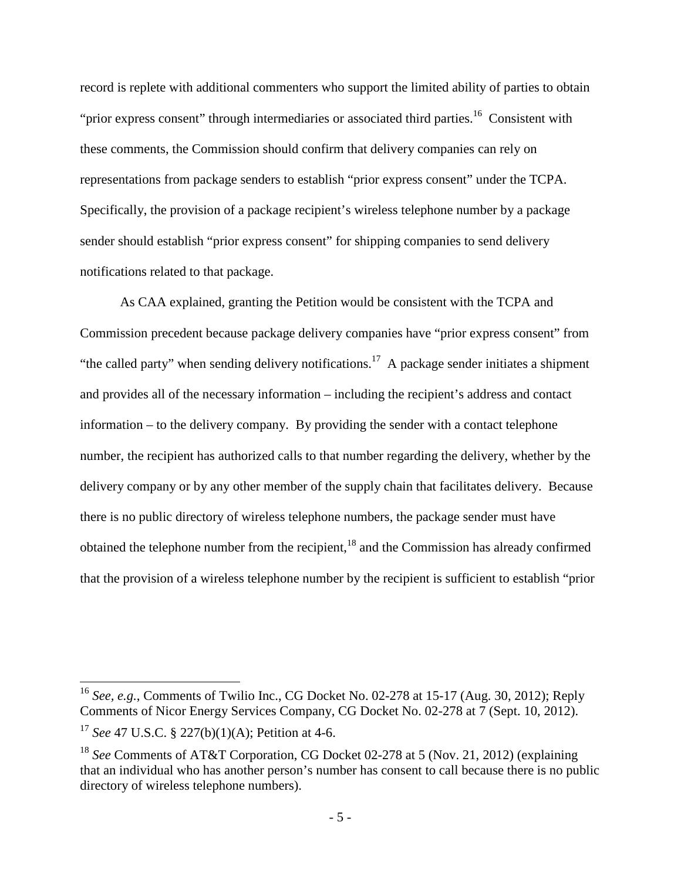record is replete with additional commenters who support the limited ability of parties to obtain "prior express consent" through intermediaries or associated third parties.[16] Consistent with these comments, the Commission should confirm that delivery companies can rely on representations from package senders to establish "prior express consent" under the TCPA. Specifically, the provision of a package recipient's wireless telephone number by a package sender should establish "prior express consent" for shipping companies to send delivery notifications related to that package.

As CAA explained, granting the Petition would be consistent with the TCPA and Commission precedent because package delivery companies have "prior express consent" from "the called party" when sending delivery notifications.[17] A package sender initiates a shipment and provides all of the necessary information – including the recipient's address and contact information – to the delivery company. By providing the sender with a contact telephone number, the recipient has authorized calls to that number regarding the delivery, whether by the delivery company or by any other member of the supply chain that facilitates delivery. Because there is no public directory of wireless telephone numbers, the package sender must have obtained the telephone number from the recipient,[18] and the Commission has already confirmed that the provision of a wireless telephone number by the recipient is sufficient to establish "prior

---

[16] *See, e.g.*, Comments of Twilio Inc., CG Docket No. 02-278 at 15-17 (Aug. 30, 2012); Reply Comments of Nicor Energy Services Company, CG Docket No. 02-278 at 7 (Sept. 10, 2012).

[17] *See* 47 U.S.C. § 227(b)(1)(A); Petition at 4-6.

[18] *See* Comments of AT&T Corporation, CG Docket 02-278 at 5 (Nov. 21, 2012) (explaining that an individual who has another person's number has consent to call because there is no public directory of wireless telephone numbers).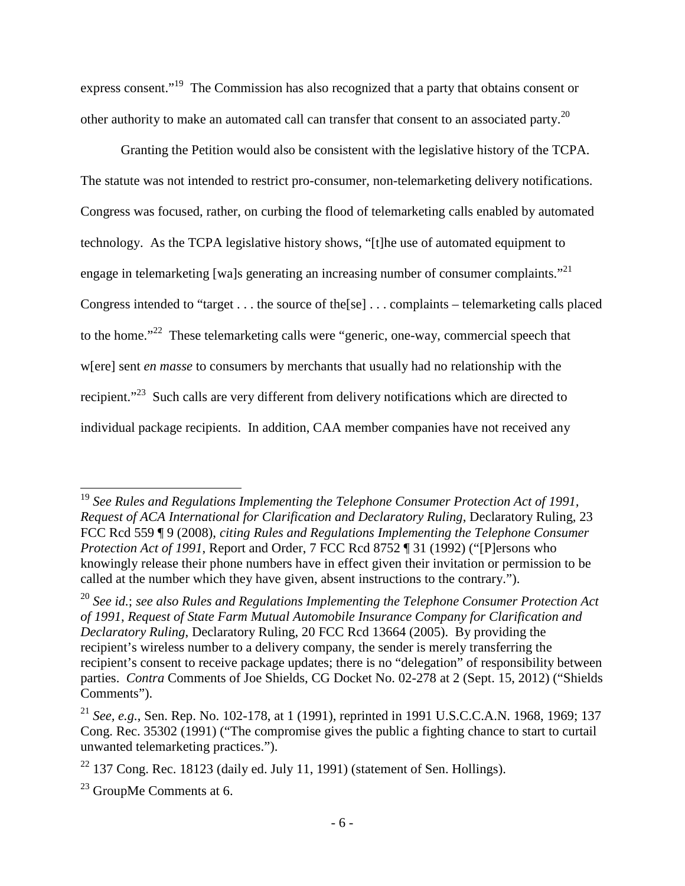express consent."[19] The Commission has also recognized that a party that obtains consent or other authority to make an automated call can transfer that consent to an associated party.[20]

Granting the Petition would also be consistent with the legislative history of the TCPA. The statute was not intended to restrict pro-consumer, non-telemarketing delivery notifications. Congress was focused, rather, on curbing the flood of telemarketing calls enabled by automated technology. As the TCPA legislative history shows, "[t]he use of automated equipment to engage in telemarketing [wa]s generating an increasing number of consumer complaints."[21] Congress intended to "target . . . the source of the[se] . . . complaints – telemarketing calls placed to the home."[22] These telemarketing calls were "generic, one-way, commercial speech that w[ere] sent *en masse* to consumers by merchants that usually had no relationship with the recipient."[23] Such calls are very different from delivery notifications which are directed to individual package recipients. In addition, CAA member companies have not received any

---

[19] *See Rules and Regulations Implementing the Telephone Consumer Protection Act of 1991, Request of ACA International for Clarification and Declaratory Ruling*, Declaratory Ruling, 23 FCC Rcd 559 ¶ 9 (2008), *citing Rules and Regulations Implementing the Telephone Consumer Protection Act of 1991*, Report and Order, 7 FCC Rcd 8752 ¶ 31 (1992) ("[P]ersons who knowingly release their phone numbers have in effect given their invitation or permission to be called at the number which they have given, absent instructions to the contrary.").

[20] *See id.*; *see also Rules and Regulations Implementing the Telephone Consumer Protection Act of 1991*, *Request of State Farm Mutual Automobile Insurance Company for Clarification and Declaratory Ruling*, Declaratory Ruling, 20 FCC Rcd 13664 (2005). By providing the recipient's wireless number to a delivery company, the sender is merely transferring the recipient's consent to receive package updates; there is no "delegation" of responsibility between parties. *Contra* Comments of Joe Shields, CG Docket No. 02-278 at 2 (Sept. 15, 2012) ("Shields Comments").

[21] *See, e.g.*, Sen. Rep. No. 102-178, at 1 (1991), reprinted in 1991 U.S.C.C.A.N. 1968, 1969; 137 Cong. Rec. 35302 (1991) ("The compromise gives the public a fighting chance to start to curtail unwanted telemarketing practices.").

[22] 137 Cong. Rec. 18123 (daily ed. July 11, 1991) (statement of Sen. Hollings).

[23] GroupMe Comments at 6.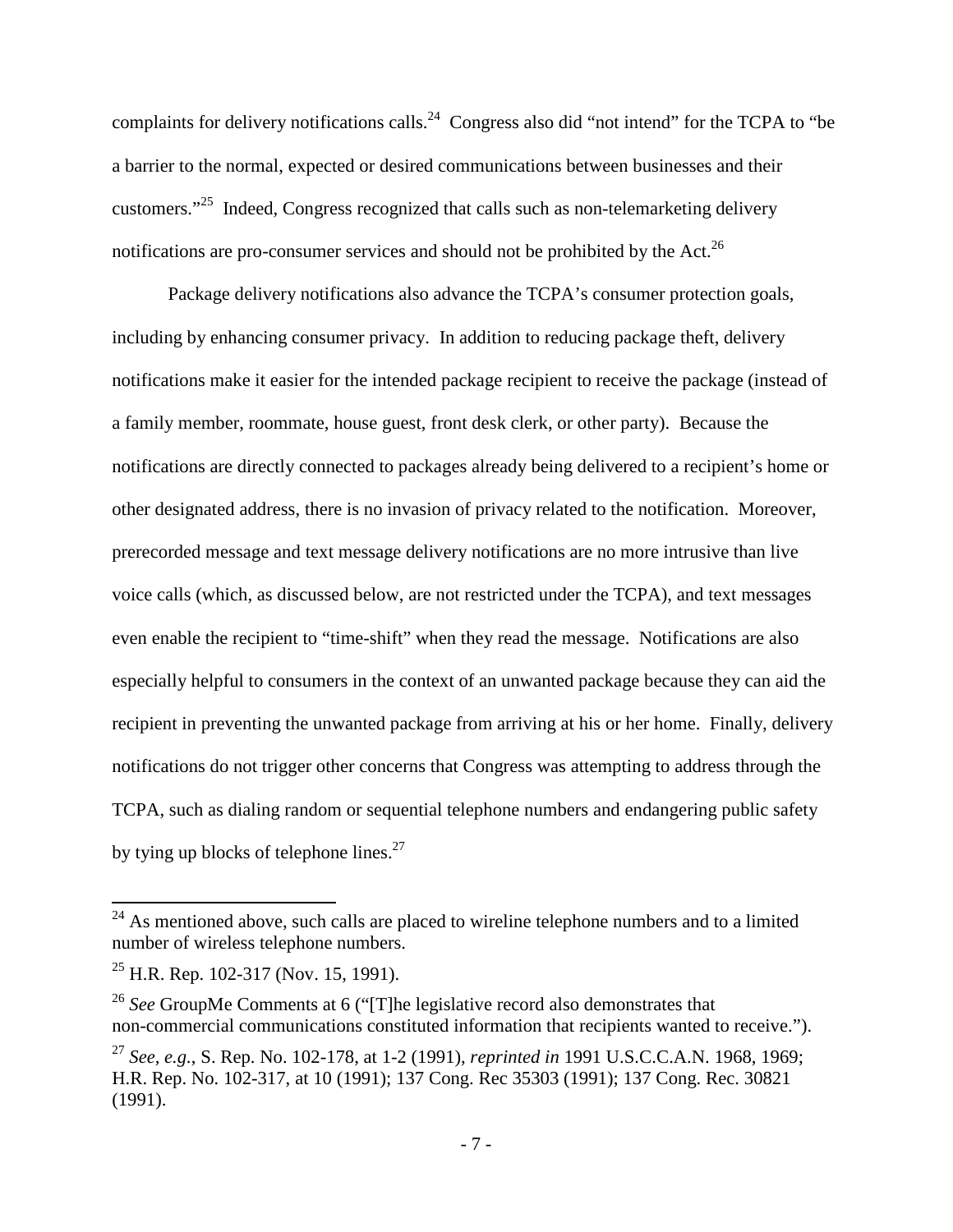complaints for delivery notifications calls.[24] Congress also did "not intend" for the TCPA to "be a barrier to the normal, expected or desired communications between businesses and their customers."[25] Indeed, Congress recognized that calls such as non-telemarketing delivery notifications are pro-consumer services and should not be prohibited by the Act.[26]

Package delivery notifications also advance the TCPA's consumer protection goals, including by enhancing consumer privacy. In addition to reducing package theft, delivery notifications make it easier for the intended package recipient to receive the package (instead of a family member, roommate, house guest, front desk clerk, or other party). Because the notifications are directly connected to packages already being delivered to a recipient's home or other designated address, there is no invasion of privacy related to the notification. Moreover, prerecorded message and text message delivery notifications are no more intrusive than live voice calls (which, as discussed below, are not restricted under the TCPA), and text messages even enable the recipient to "time-shift" when they read the message. Notifications are also especially helpful to consumers in the context of an unwanted package because they can aid the recipient in preventing the unwanted package from arriving at his or her home. Finally, delivery notifications do not trigger other concerns that Congress was attempting to address through the TCPA, such as dialing random or sequential telephone numbers and endangering public safety by tying up blocks of telephone lines.[27]

---

[24] As mentioned above, such calls are placed to wireline telephone numbers and to a limited number of wireless telephone numbers.

[25] H.R. Rep. 102-317 (Nov. 15, 1991).

[26] *See* GroupMe Comments at 6 ("[T]he legislative record also demonstrates that non-commercial communications constituted information that recipients wanted to receive.").

[27] *See, e.g.*, S. Rep. No. 102-178, at 1-2 (1991), *reprinted in* 1991 U.S.C.C.A.N. 1968, 1969; H.R. Rep. No. 102-317, at 10 (1991); 137 Cong. Rec 35303 (1991); 137 Cong. Rec. 30821 (1991).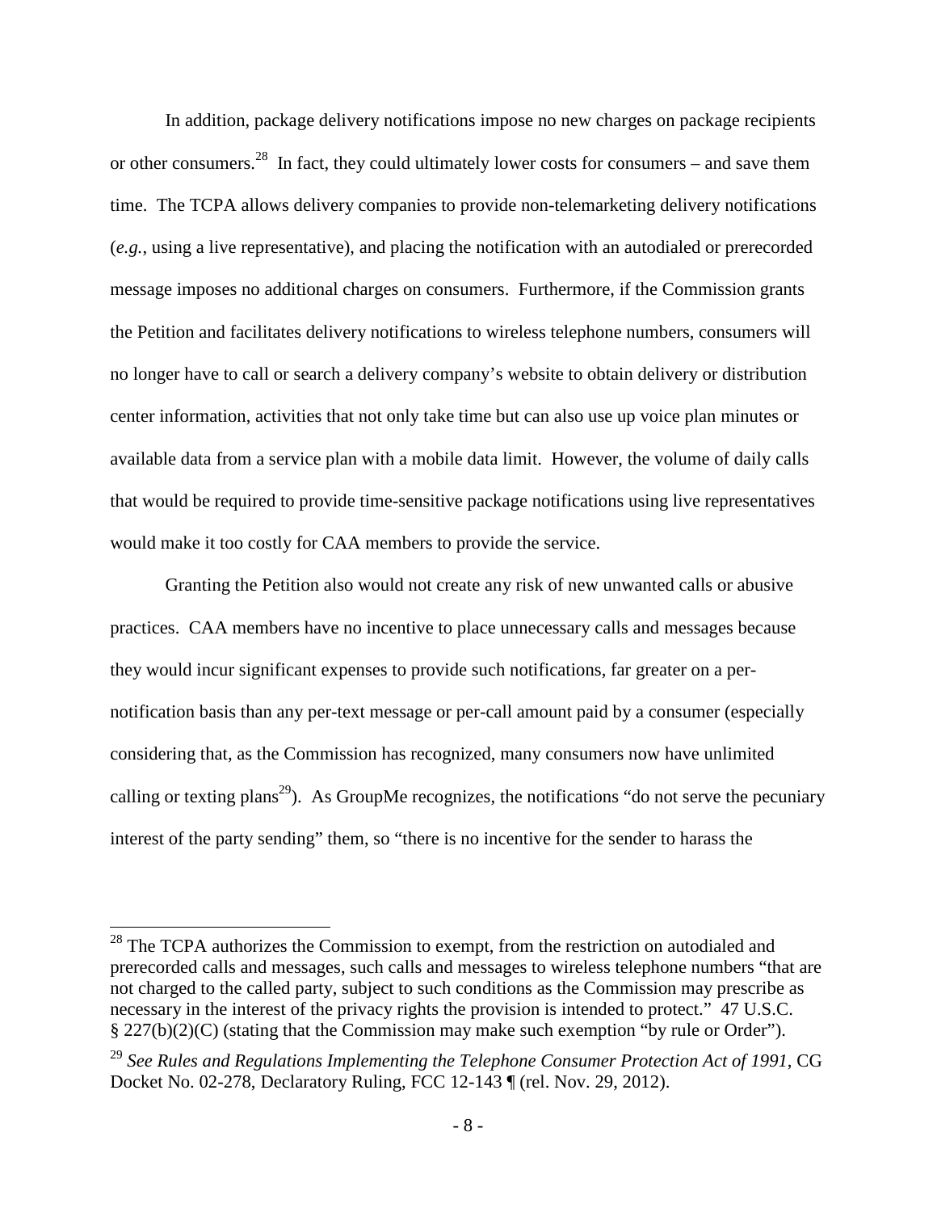In addition, package delivery notifications impose no new charges on package recipients or other consumers.[28] In fact, they could ultimately lower costs for consumers – and save them time. The TCPA allows delivery companies to provide non-telemarketing delivery notifications (*e.g.*, using a live representative), and placing the notification with an autodialed or prerecorded message imposes no additional charges on consumers. Furthermore, if the Commission grants the Petition and facilitates delivery notifications to wireless telephone numbers, consumers will no longer have to call or search a delivery company's website to obtain delivery or distribution center information, activities that not only take time but can also use up voice plan minutes or available data from a service plan with a mobile data limit. However, the volume of daily calls that would be required to provide time-sensitive package notifications using live representatives would make it too costly for CAA members to provide the service.

Granting the Petition also would not create any risk of new unwanted calls or abusive practices. CAA members have no incentive to place unnecessary calls and messages because they would incur significant expenses to provide such notifications, far greater on a per-notification basis than any per-text message or per-call amount paid by a consumer (especially considering that, as the Commission has recognized, many consumers now have unlimited calling or texting plans[29]). As GroupMe recognizes, the notifications "do not serve the pecuniary interest of the party sending" them, so "there is no incentive for the sender to harass the

---

[28] The TCPA authorizes the Commission to exempt, from the restriction on autodialed and prerecorded calls and messages, such calls and messages to wireless telephone numbers "that are not charged to the called party, subject to such conditions as the Commission may prescribe as necessary in the interest of the privacy rights the provision is intended to protect." 47 U.S.C. § 227(b)(2)(C) (stating that the Commission may make such exemption "by rule or Order").

[29] *See Rules and Regulations Implementing the Telephone Consumer Protection Act of 1991*, CG Docket No. 02-278, Declaratory Ruling, FCC 12-143 ¶ (rel. Nov. 29, 2012).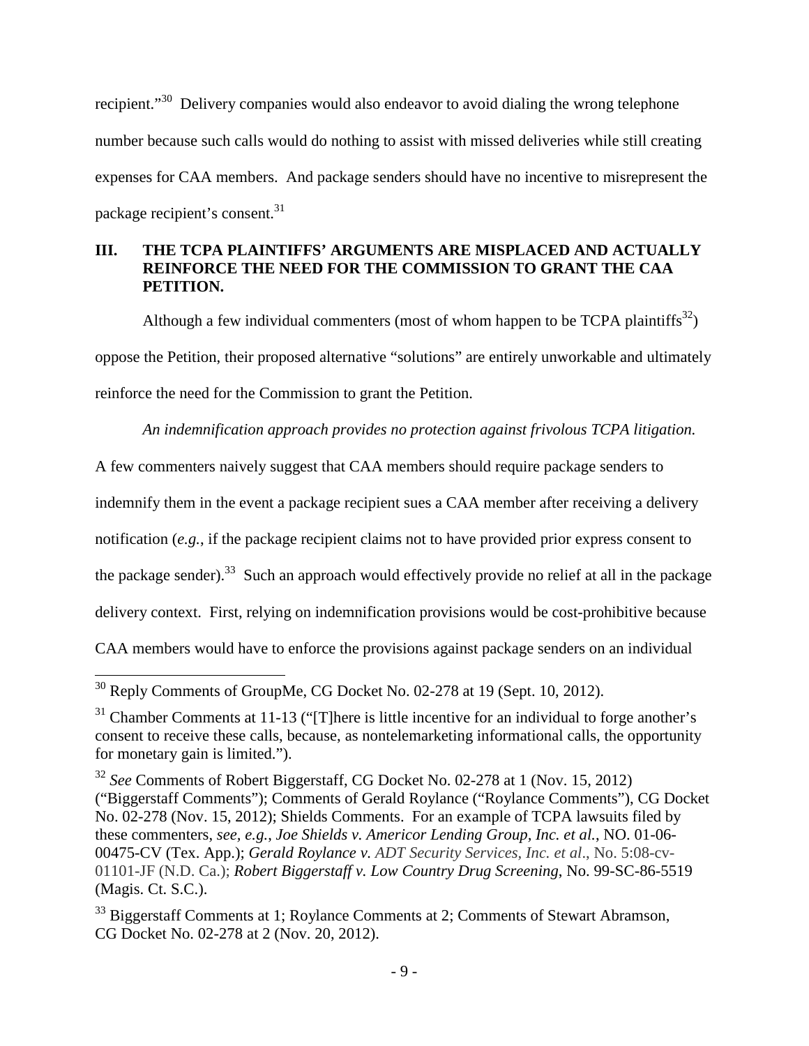recipient."[30] Delivery companies would also endeavor to avoid dialing the wrong telephone number because such calls would do nothing to assist with missed deliveries while still creating expenses for CAA members. And package senders should have no incentive to misrepresent the package recipient's consent.[31]

## III. THE TCPA PLAINTIFFS' ARGUMENTS ARE MISPLACED AND ACTUALLY REINFORCE THE NEED FOR THE COMMISSION TO GRANT THE CAA PETITION.

Although a few individual commenters (most of whom happen to be TCPA plaintiffs[32]) oppose the Petition, their proposed alternative "solutions" are entirely unworkable and ultimately reinforce the need for the Commission to grant the Petition.

*An indemnification approach provides no protection against frivolous TCPA litigation.* A few commenters naively suggest that CAA members should require package senders to indemnify them in the event a package recipient sues a CAA member after receiving a delivery notification (*e.g.*, if the package recipient claims not to have provided prior express consent to the package sender).[33] Such an approach would effectively provide no relief at all in the package delivery context. First, relying on indemnification provisions would be cost-prohibitive because CAA members would have to enforce the provisions against package senders on an individual

---

[30] Reply Comments of GroupMe, CG Docket No. 02-278 at 19 (Sept. 10, 2012).

[31] Chamber Comments at 11-13 ("[T]here is little incentive for an individual to forge another's consent to receive these calls, because, as nontelemarketing informational calls, the opportunity for monetary gain is limited.").

[32] *See* Comments of Robert Biggerstaff, CG Docket No. 02-278 at 1 (Nov. 15, 2012) ("Biggerstaff Comments"); Comments of Gerald Roylance ("Roylance Comments"), CG Docket No. 02-278 (Nov. 15, 2012); Shields Comments. For an example of TCPA lawsuits filed by these commenters, *see, e.g.*, *Joe Shields v. Americor Lending Group, Inc. et al.*, NO. 01-06-00475-CV (Tex. App.); *Gerald Roylance v. ADT Security Services, Inc. et al*., No. 5:08-cv-01101-JF (N.D. Ca.); *Robert Biggerstaff v. Low Country Drug Screening*, No. 99-SC-86-5519 (Magis. Ct. S.C.).

[33] Biggerstaff Comments at 1; Roylance Comments at 2; Comments of Stewart Abramson, CG Docket No. 02-278 at 2 (Nov. 20, 2012).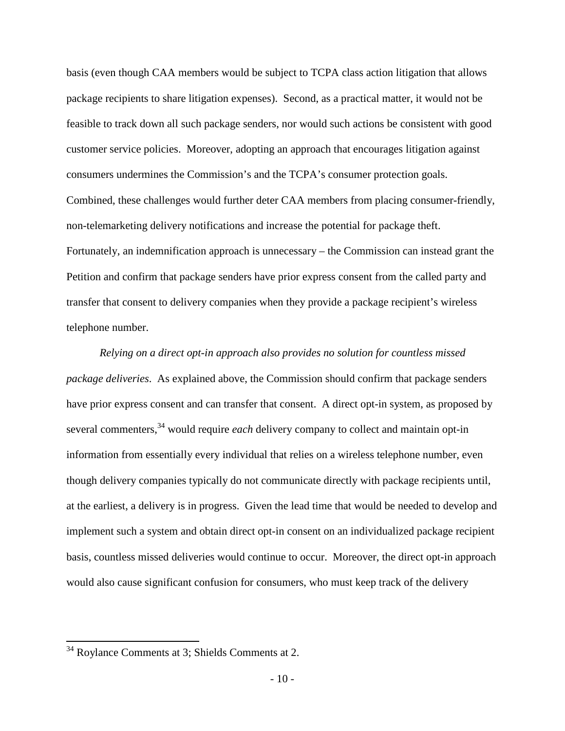basis (even though CAA members would be subject to TCPA class action litigation that allows package recipients to share litigation expenses). Second, as a practical matter, it would not be feasible to track down all such package senders, nor would such actions be consistent with good customer service policies. Moreover, adopting an approach that encourages litigation against consumers undermines the Commission's and the TCPA's consumer protection goals. Combined, these challenges would further deter CAA members from placing consumer-friendly, non-telemarketing delivery notifications and increase the potential for package theft. Fortunately, an indemnification approach is unnecessary – the Commission can instead grant the Petition and confirm that package senders have prior express consent from the called party and transfer that consent to delivery companies when they provide a package recipient's wireless telephone number.

*Relying on a direct opt-in approach also provides no solution for countless missed package deliveries*. As explained above, the Commission should confirm that package senders have prior express consent and can transfer that consent. A direct opt-in system, as proposed by several commenters,[34] would require *each* delivery company to collect and maintain opt-in information from essentially every individual that relies on a wireless telephone number, even though delivery companies typically do not communicate directly with package recipients until, at the earliest, a delivery is in progress. Given the lead time that would be needed to develop and implement such a system and obtain direct opt-in consent on an individualized package recipient basis, countless missed deliveries would continue to occur. Moreover, the direct opt-in approach would also cause significant confusion for consumers, who must keep track of the delivery

[34] Roylance Comments at 3; Shields Comments at 2.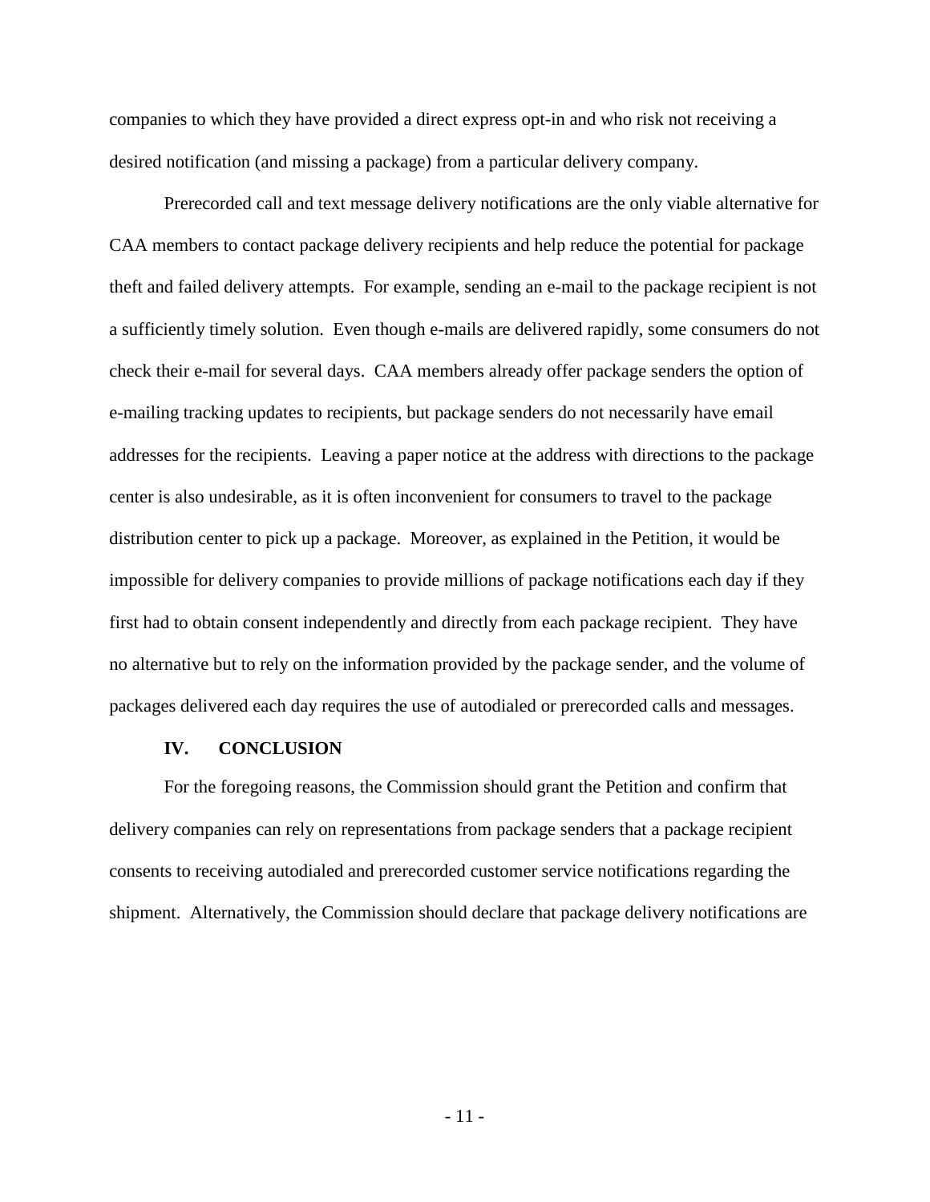companies to which they have provided a direct express opt-in and who risk not receiving a desired notification (and missing a package) from a particular delivery company.

Prerecorded call and text message delivery notifications are the only viable alternative for CAA members to contact package delivery recipients and help reduce the potential for package theft and failed delivery attempts. For example, sending an e-mail to the package recipient is not a sufficiently timely solution. Even though e-mails are delivered rapidly, some consumers do not check their e-mail for several days. CAA members already offer package senders the option of e-mailing tracking updates to recipients, but package senders do not necessarily have email addresses for the recipients. Leaving a paper notice at the address with directions to the package center is also undesirable, as it is often inconvenient for consumers to travel to the package distribution center to pick up a package. Moreover, as explained in the Petition, it would be impossible for delivery companies to provide millions of package notifications each day if they first had to obtain consent independently and directly from each package recipient. They have no alternative but to rely on the information provided by the package sender, and the volume of packages delivered each day requires the use of autodialed or prerecorded calls and messages.

## IV. CONCLUSION

For the foregoing reasons, the Commission should grant the Petition and confirm that delivery companies can rely on representations from package senders that a package recipient consents to receiving autodialed and prerecorded customer service notifications regarding the shipment. Alternatively, the Commission should declare that package delivery notifications are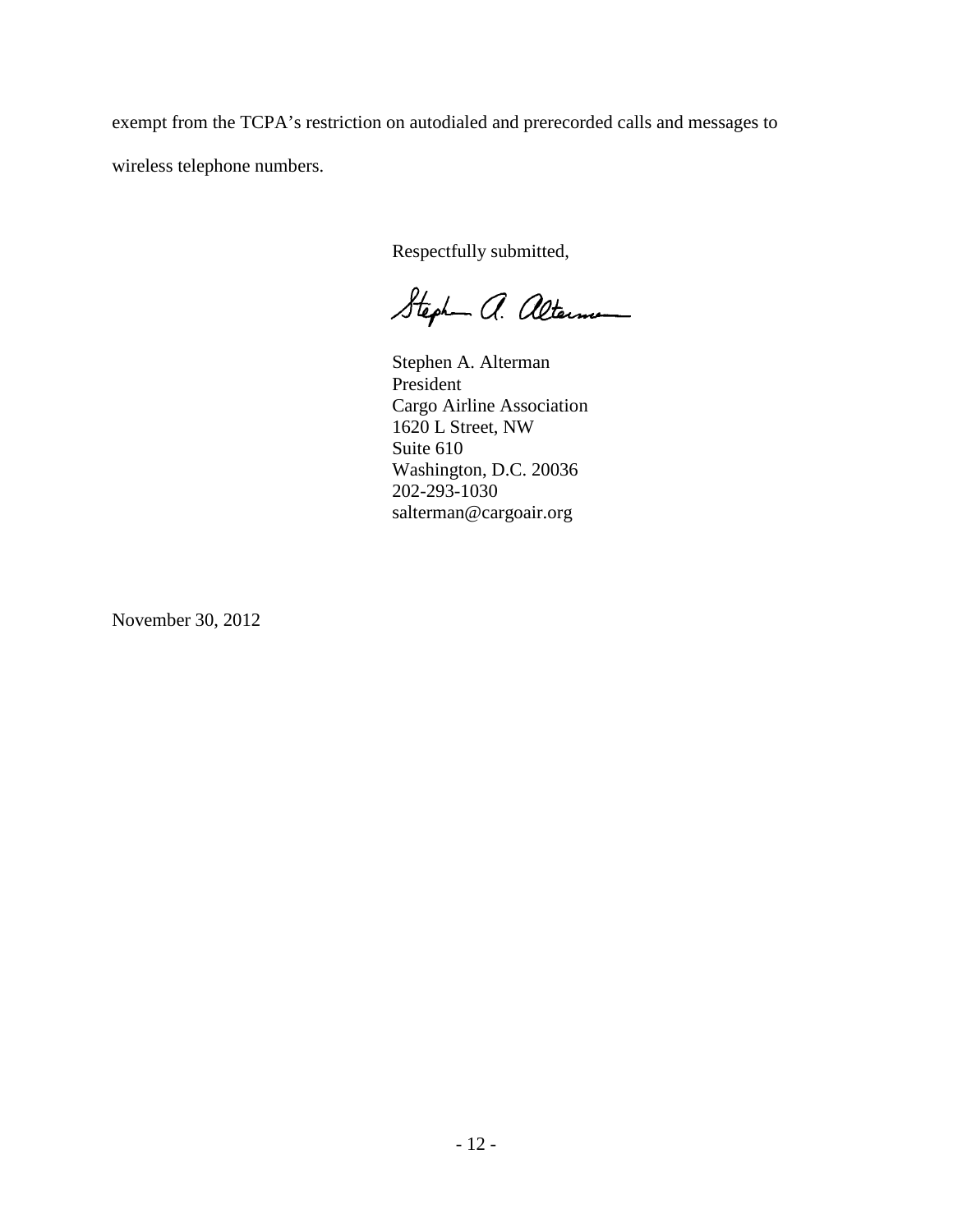exempt from the TCPA's restriction on autodialed and prerecorded calls and messages to wireless telephone numbers.

Respectfully submitted,

Stephen A. Alterman
President
Cargo Airline Association
1620 L Street, NW
Suite 610
Washington, D.C. 20036
202-293-1030
salterman@cargoair.org

November 30, 2012